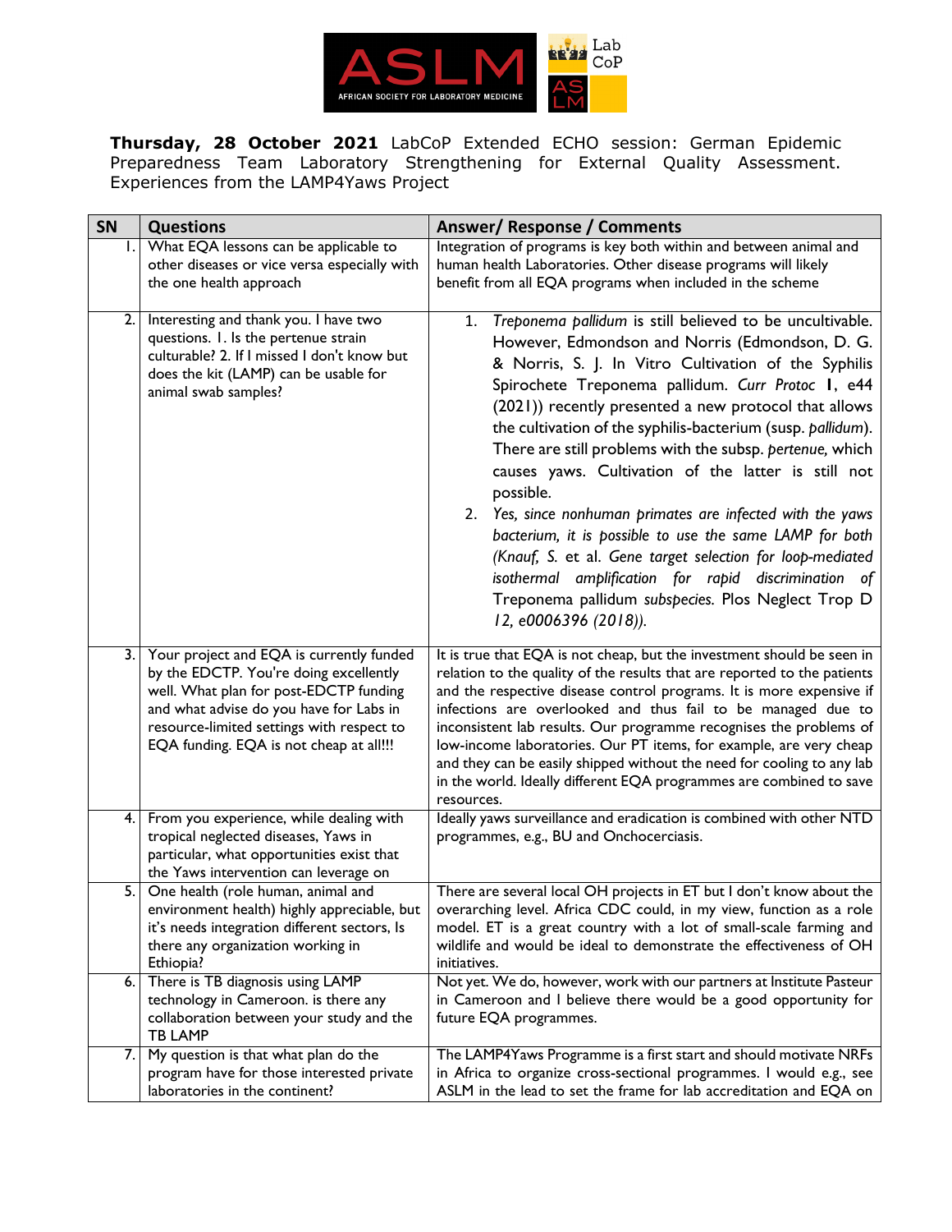**Thursday, 28 October 2021** LabCoP Extended ECHO session: German Epidemic Preparedness Team Laboratory Strengthening for External Quality Assessment. Experiences from the LAMP4Yaws Project

| SN | Questions | Answer/ Response / Comments |
|---|---|---|
| 1. | What EQA lessons can be applicable to other diseases or vice versa especially with the one health approach | Integration of programs is key both within and between animal and human health Laboratories. Other disease programs will likely benefit from all EQA programs when included in the scheme |
| 2. | Interesting and thank you. I have two questions. 1. Is the pertenue strain culturable? 2. If I missed I don't know but does the kit (LAMP) can be usable for animal swab samples? | 1. *Treponema pallidum* is still believed to be uncultivable. However, Edmondson and Norris (Edmondson, D. G. & Norris, S. J. In Vitro Cultivation of the Syphilis Spirochete Treponema pallidum. *Curr Protoc* **1**, e44 (2021)) recently presented a new protocol that allows the cultivation of the syphilis-bacterium (susp. *pallidum*). There are still problems with the subsp. *pertenue,* which causes yaws. Cultivation of the latter is still not possible. 2. *Yes, since nonhuman primates are infected with the yaws bacterium, it is possible to use the same LAMP for both (Knauf, S.* et al. *Gene target selection for loop-mediated isothermal amplification for rapid discrimination of* Treponema pallidum *subspecies.* Plos Neglect Trop D *12, e0006396 (2018)).* |
| 3. | Your project and EQA is currently funded by the EDCTP. You're doing excellently well. What plan for post-EDCTP funding and what advise do you have for Labs in resource-limited settings with respect to EQA funding. EQA is not cheap at all!!! | It is true that EQA is not cheap, but the investment should be seen in relation to the quality of the results that are reported to the patients and the respective disease control programs. It is more expensive if infections are overlooked and thus fail to be managed due to inconsistent lab results. Our programme recognises the problems of low-income laboratories. Our PT items, for example, are very cheap and they can be easily shipped without the need for cooling to any lab in the world. Ideally different EQA programmes are combined to save resources. |
| 4. | From you experience, while dealing with tropical neglected diseases, Yaws in particular, what opportunities exist that the Yaws intervention can leverage on | Ideally yaws surveillance and eradication is combined with other NTD programmes, e.g., BU and Onchocerciasis. |
| 5. | One health (role human, animal and environment health) highly appreciable, but it's needs integration different sectors, Is there any organization working in Ethiopia? | There are several local OH projects in ET but I don't know about the overarching level. Africa CDC could, in my view, function as a role model. ET is a great country with a lot of small-scale farming and wildlife and would be ideal to demonstrate the effectiveness of OH initiatives. |
| 6. | There is TB diagnosis using LAMP technology in Cameroon. is there any collaboration between your study and the TB LAMP | Not yet. We do, however, work with our partners at Institute Pasteur in Cameroon and I believe there would be a good opportunity for future EQA programmes. |
| 7. | My question is that what plan do the program have for those interested private laboratories in the continent? | The LAMP4Yaws Programme is a first start and should motivate NRFs in Africa to organize cross-sectional programmes. I would e.g., see ASLM in the lead to set the frame for lab accreditation and EQA on |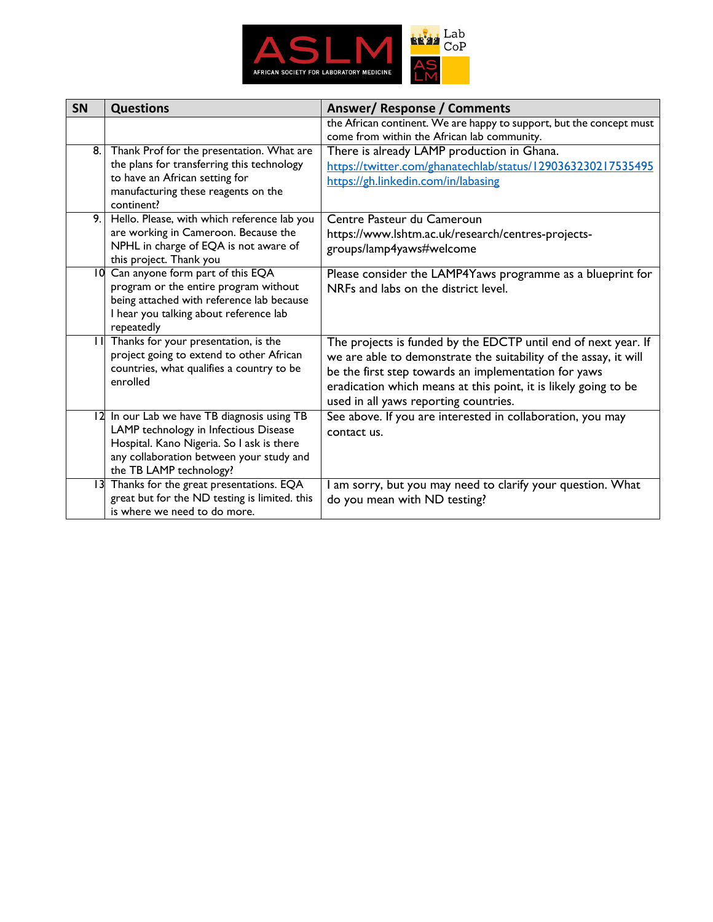| SN | Questions | Answer/ Response / Comments |
|---|---|---|
| | | the African continent. We are happy to support, but the concept must come from within the African lab community. |
| 8. | Thank Prof for the presentation. What are the plans for transferring this technology to have an African setting for manufacturing these reagents on the continent? | There is already LAMP production in Ghana. https://twitter.com/ghanatechlab/status/1290363230217535495 https://gh.linkedin.com/in/labasing |
| 9. | Hello. Please, with which reference lab you are working in Cameroon. Because the NPHL in charge of EQA is not aware of this project. Thank you | Centre Pasteur du Cameroun https://www.lshtm.ac.uk/research/centres-projects-groups/lamp4yaws#welcome |
| 10 | Can anyone form part of this EQA program or the entire program without being attached with reference lab because I hear you talking about reference lab repeatedly | Please consider the LAMP4Yaws programme as a blueprint for NRFs and labs on the district level. |
| 11 | Thanks for your presentation, is the project going to extend to other African countries, what qualifies a country to be enrolled | The projects is funded by the EDCTP until end of next year. If we are able to demonstrate the suitability of the assay, it will be the first step towards an implementation for yaws eradication which means at this point, it is likely going to be used in all yaws reporting countries. |
| 12 | In our Lab we have TB diagnosis using TB LAMP technology in Infectious Disease Hospital. Kano Nigeria. So I ask is there any collaboration between your study and the TB LAMP technology? | See above. If you are interested in collaboration, you may contact us. |
| 13 | Thanks for the great presentations. EQA great but for the ND testing is limited. this is where we need to do more. | I am sorry, but you may need to clarify your question. What do you mean with ND testing? |